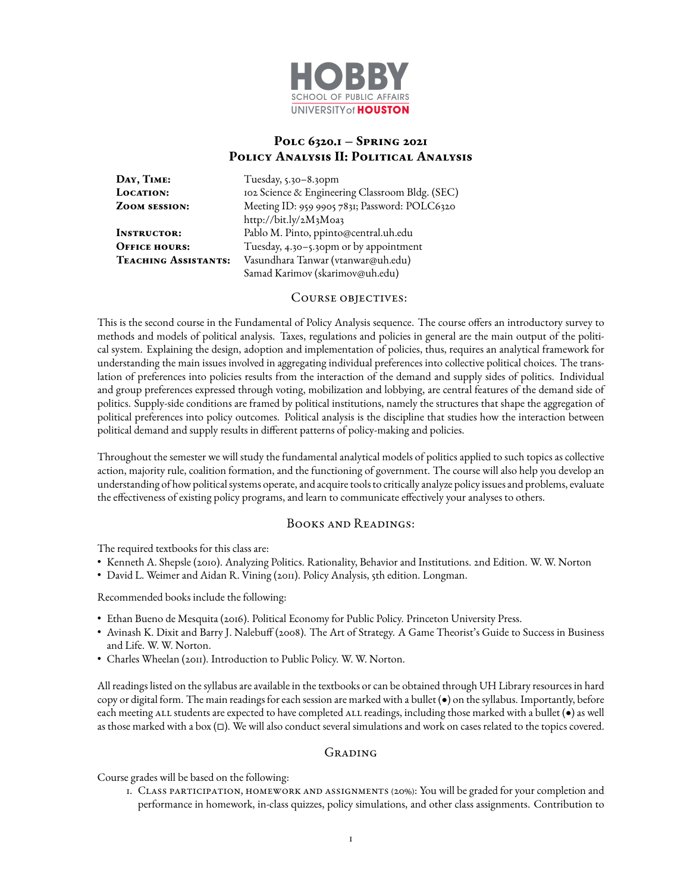HOBBY
SCHOOL OF PUBLIC AFFAIRS
UNIVERSITY of HOUSTON

# Polc 6320.1 – Spring 2021
# Policy Analysis II: Political Analysis

| | |
|---|---|
| **Day, Time:** | Tuesday, 5.30–8.30pm |
| **Location:** | 102 Science & Engineering Classroom Bldg. (SEC) |
| **Zoom session:** | Meeting ID: 959 9905 7831; Password: POLC6320 |
| | http://bit.ly/2M3Moa3 |
| **Instructor:** | Pablo M. Pinto, ppinto@central.uh.edu |
| **Office hours:** | Tuesday, 4.30–5.30pm or by appointment |
| **Teaching Assistants:** | Vasundhara Tanwar (vtanwar@uh.edu) |
| | Samad Karimov (skarimov@uh.edu) |

## Course objectives:

This is the second course in the Fundamental of Policy Analysis sequence. The course offers an introductory survey to methods and models of political analysis. Taxes, regulations and policies in general are the main output of the political system. Explaining the design, adoption and implementation of policies, thus, requires an analytical framework for understanding the main issues involved in aggregating individual preferences into collective political choices. The translation of preferences into policies results from the interaction of the demand and supply sides of politics. Individual and group preferences expressed through voting, mobilization and lobbying, are central features of the demand side of politics. Supply-side conditions are framed by political institutions, namely the structures that shape the aggregation of political preferences into policy outcomes. Political analysis is the discipline that studies how the interaction between political demand and supply results in different patterns of policy-making and policies.

Throughout the semester we will study the fundamental analytical models of politics applied to such topics as collective action, majority rule, coalition formation, and the functioning of government. The course will also help you develop an understanding of how political systems operate, and acquire tools to critically analyze policy issues and problems, evaluate the effectiveness of existing policy programs, and learn to communicate effectively your analyses to others.

## Books and Readings:

The required textbooks for this class are:

- Kenneth A. Shepsle (2010). Analyzing Politics. Rationality, Behavior and Institutions. 2nd Edition. W. W. Norton
- David L. Weimer and Aidan R. Vining (2011). Policy Analysis, 5th edition. Longman.

Recommended books include the following:

- Ethan Bueno de Mesquita (2016). Political Economy for Public Policy. Princeton University Press.
- Avinash K. Dixit and Barry J. Nalebuff (2008). The Art of Strategy. A Game Theorist's Guide to Success in Business and Life. W. W. Norton.
- Charles Wheelan (2011). Introduction to Public Policy. W. W. Norton.

All readings listed on the syllabus are available in the textbooks or can be obtained through UH Library resources in hard copy or digital form. The main readings for each session are marked with a bullet (•) on the syllabus. Importantly, before each meeting ALL students are expected to have completed ALL readings, including those marked with a bullet (•) as well as those marked with a box (□). We will also conduct several simulations and work on cases related to the topics covered.

## Grading

Course grades will be based on the following:

1. Class participation, homework and assignments (20%): You will be graded for your completion and performance in homework, in-class quizzes, policy simulations, and other class assignments. Contribution to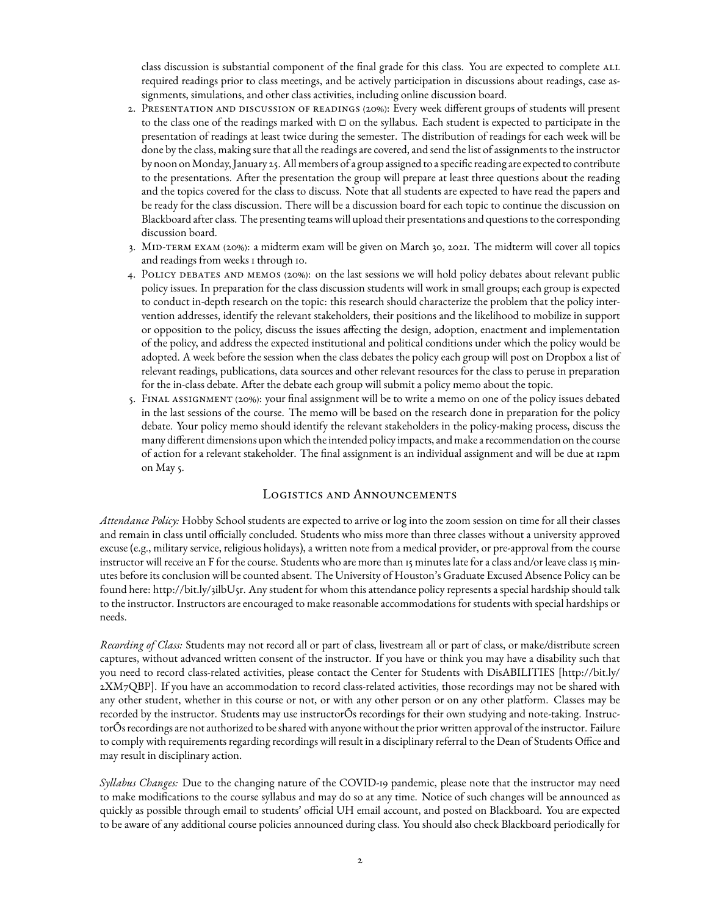class discussion is substantial component of the final grade for this class. You are expected to complete ALL required readings prior to class meetings, and be actively participation in discussions about readings, case assignments, simulations, and other class activities, including online discussion board.

2. PRESENTATION AND DISCUSSION OF READINGS (20%): Every week different groups of students will present to the class one of the readings marked with □ on the syllabus. Each student is expected to participate in the presentation of readings at least twice during the semester. The distribution of readings for each week will be done by the class, making sure that all the readings are covered, and send the list of assignments to the instructor by noon on Monday, January 25. All members of a group assigned to a specific reading are expected to contribute to the presentations. After the presentation the group will prepare at least three questions about the reading and the topics covered for the class to discuss. Note that all students are expected to have read the papers and be ready for the class discussion. There will be a discussion board for each topic to continue the discussion on Blackboard after class. The presenting teams will upload their presentations and questions to the corresponding discussion board.
3. MID-TERM EXAM (20%): a midterm exam will be given on March 30, 2021. The midterm will cover all topics and readings from weeks 1 through 10.
4. POLICY DEBATES AND MEMOS (20%): on the last sessions we will hold policy debates about relevant public policy issues. In preparation for the class discussion students will work in small groups; each group is expected to conduct in-depth research on the topic: this research should characterize the problem that the policy intervention addresses, identify the relevant stakeholders, their positions and the likelihood to mobilize in support or opposition to the policy, discuss the issues affecting the design, adoption, enactment and implementation of the policy, and address the expected institutional and political conditions under which the policy would be adopted. A week before the session when the class debates the policy each group will post on Dropbox a list of relevant readings, publications, data sources and other relevant resources for the class to peruse in preparation for the in-class debate. After the debate each group will submit a policy memo about the topic.
5. FINAL ASSIGNMENT (20%): your final assignment will be to write a memo on one of the policy issues debated in the last sessions of the course. The memo will be based on the research done in preparation for the policy debate. Your policy memo should identify the relevant stakeholders in the policy-making process, discuss the many different dimensions upon which the intended policy impacts, and make a recommendation on the course of action for a relevant stakeholder. The final assignment is an individual assignment and will be due at 12pm on May 5.

## Logistics and Announcements

*Attendance Policy:* Hobby School students are expected to arrive or log into the zoom session on time for all their classes and remain in class until officially concluded. Students who miss more than three classes without a university approved excuse (e.g., military service, religious holidays), a written note from a medical provider, or pre-approval from the course instructor will receive an F for the course. Students who are more than 15 minutes late for a class and/or leave class 15 minutes before its conclusion will be counted absent. The University of Houston's Graduate Excused Absence Policy can be found here: http://bit.ly/3ilbU5r. Any student for whom this attendance policy represents a special hardship should talk to the instructor. Instructors are encouraged to make reasonable accommodations for students with special hardships or needs.

*Recording of Class:* Students may not record all or part of class, livestream all or part of class, or make/distribute screen captures, without advanced written consent of the instructor. If you have or think you may have a disability such that you need to record class-related activities, please contact the Center for Students with DisABILITIES [http://bit.ly/2XM7QBP]. If you have an accommodation to record class-related activities, those recordings may not be shared with any other student, whether in this course or not, or with any other person or on any other platform. Classes may be recorded by the instructor. Students may use instructorÕs recordings for their own studying and note-taking. InstructorÕs recordings are not authorized to be shared with anyone without the prior written approval of the instructor. Failure to comply with requirements regarding recordings will result in a disciplinary referral to the Dean of Students Office and may result in disciplinary action.

*Syllabus Changes:* Due to the changing nature of the COVID-19 pandemic, please note that the instructor may need to make modifications to the course syllabus and may do so at any time. Notice of such changes will be announced as quickly as possible through email to students' official UH email account, and posted on Blackboard. You are expected to be aware of any additional course policies announced during class. You should also check Blackboard periodically for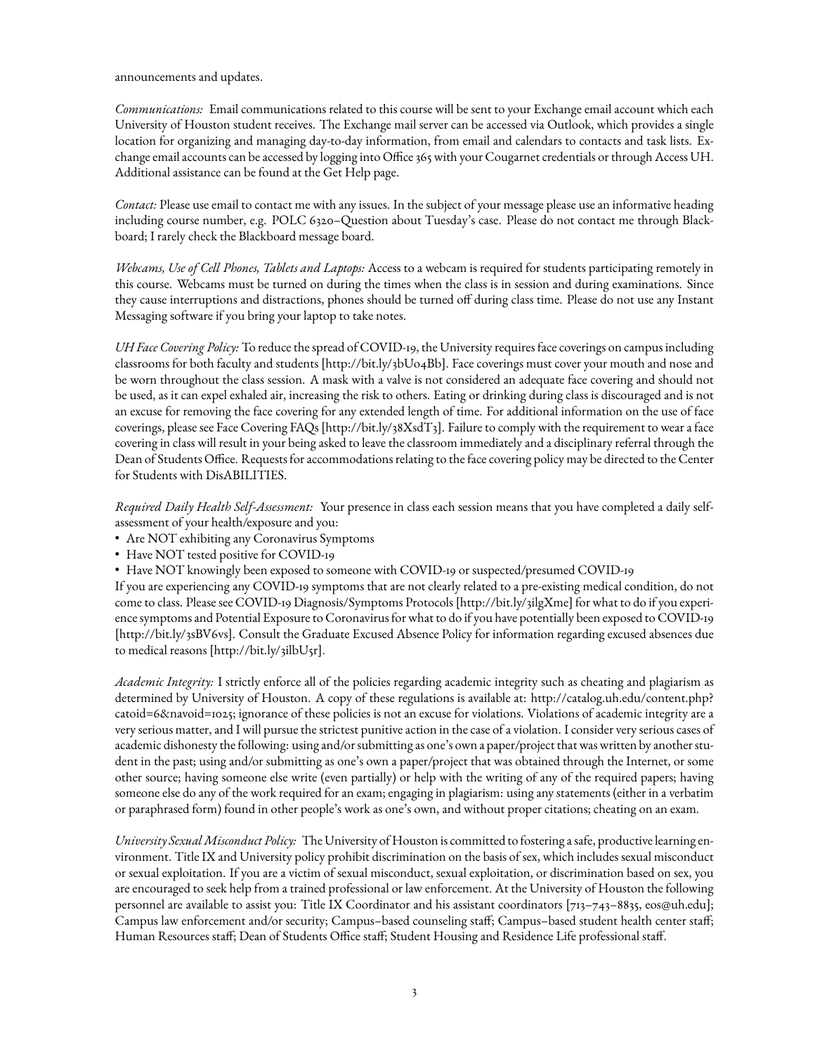announcements and updates.

*Communications:* Email communications related to this course will be sent to your Exchange email account which each University of Houston student receives. The Exchange mail server can be accessed via Outlook, which provides a single location for organizing and managing day-to-day information, from email and calendars to contacts and task lists. Exchange email accounts can be accessed by logging into Office 365 with your Cougarnet credentials or through Access UH. Additional assistance can be found at the Get Help page.

*Contact:* Please use email to contact me with any issues. In the subject of your message please use an informative heading including course number, e.g. POLC 6320–Question about Tuesday's case. Please do not contact me through Blackboard; I rarely check the Blackboard message board.

*Webcams, Use of Cell Phones, Tablets and Laptops:* Access to a webcam is required for students participating remotely in this course. Webcams must be turned on during the times when the class is in session and during examinations. Since they cause interruptions and distractions, phones should be turned off during class time. Please do not use any Instant Messaging software if you bring your laptop to take notes.

*UH Face Covering Policy:* To reduce the spread of COVID-19, the University requires face coverings on campus including classrooms for both faculty and students [http://bit.ly/3bUo4Bb]. Face coverings must cover your mouth and nose and be worn throughout the class session. A mask with a valve is not considered an adequate face covering and should not be used, as it can expel exhaled air, increasing the risk to others. Eating or drinking during class is discouraged and is not an excuse for removing the face covering for any extended length of time. For additional information on the use of face coverings, please see Face Covering FAQs [http://bit.ly/38XsdT3]. Failure to comply with the requirement to wear a face covering in class will result in your being asked to leave the classroom immediately and a disciplinary referral through the Dean of Students Office. Requests for accommodations relating to the face covering policy may be directed to the Center for Students with DisABILITIES.

*Required Daily Health Self-Assessment:* Your presence in class each session means that you have completed a daily self-assessment of your health/exposure and you:

- Are NOT exhibiting any Coronavirus Symptoms
- Have NOT tested positive for COVID-19
- Have NOT knowingly been exposed to someone with COVID-19 or suspected/presumed COVID-19

If you are experiencing any COVID-19 symptoms that are not clearly related to a pre-existing medical condition, do not come to class. Please see COVID-19 Diagnosis/Symptoms Protocols [http://bit.ly/3ilgXme] for what to do if you experience symptoms and Potential Exposure to Coronavirus for what to do if you have potentially been exposed to COVID-19 [http://bit.ly/3sBV6vs]. Consult the Graduate Excused Absence Policy for information regarding excused absences due to medical reasons [http://bit.ly/3ilbU5r].

*Academic Integrity:* I strictly enforce all of the policies regarding academic integrity such as cheating and plagiarism as determined by University of Houston. A copy of these regulations is available at: http://catalog.uh.edu/content.php?catoid=6&navoid=1025; ignorance of these policies is not an excuse for violations. Violations of academic integrity are a very serious matter, and I will pursue the strictest punitive action in the case of a violation. I consider very serious cases of academic dishonesty the following: using and/or submitting as one's own a paper/project that was written by another student in the past; using and/or submitting as one's own a paper/project that was obtained through the Internet, or some other source; having someone else write (even partially) or help with the writing of any of the required papers; having someone else do any of the work required for an exam; engaging in plagiarism: using any statements (either in a verbatim or paraphrased form) found in other people's work as one's own, and without proper citations; cheating on an exam.

*University Sexual Misconduct Policy:* The University of Houston is committed to fostering a safe, productive learning environment. Title IX and University policy prohibit discrimination on the basis of sex, which includes sexual misconduct or sexual exploitation. If you are a victim of sexual misconduct, sexual exploitation, or discrimination based on sex, you are encouraged to seek help from a trained professional or law enforcement. At the University of Houston the following personnel are available to assist you: Title IX Coordinator and his assistant coordinators [713–743–8835, eos@uh.edu]; Campus law enforcement and/or security; Campus–based counseling staff; Campus–based student health center staff; Human Resources staff; Dean of Students Office staff; Student Housing and Residence Life professional staff.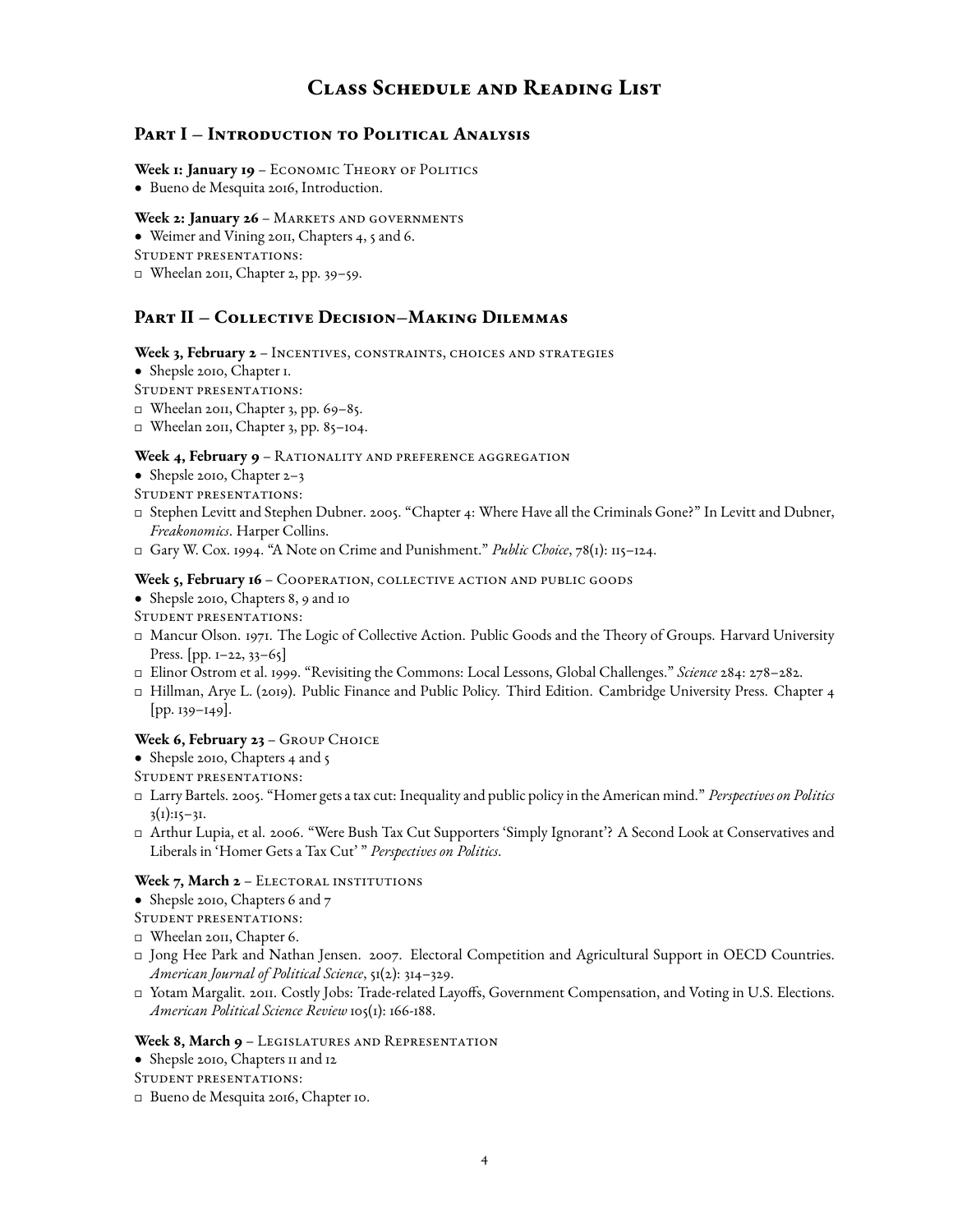# Class Schedule and Reading List

## Part I – Introduction to Political Analysis

**Week 1: January 19** – Economic Theory of Politics

- Bueno de Mesquita 2016, Introduction.

**Week 2: January 26** – Markets and governments

- Weimer and Vining 2011, Chapters 4, 5 and 6.

Student presentations:

- □ Wheelan 2011, Chapter 2, pp. 39–59.

## Part II – Collective Decision–Making Dilemmas

**Week 3, February 2** – Incentives, constraints, choices and strategies

- Shepsle 2010, Chapter 1.

Student presentations:

- □ Wheelan 2011, Chapter 3, pp. 69–85.
- □ Wheelan 2011, Chapter 3, pp. 85–104.

**Week 4, February 9** – Rationality and preference aggregation

- Shepsle 2010, Chapter 2–3

Student presentations:

- □ Stephen Levitt and Stephen Dubner. 2005. "Chapter 4: Where Have all the Criminals Gone?" In Levitt and Dubner, *Freakonomics*. Harper Collins.
- □ Gary W. Cox. 1994. "A Note on Crime and Punishment." *Public Choice*, 78(1): 115–124.

**Week 5, February 16** – Cooperation, collective action and public goods

- Shepsle 2010, Chapters 8, 9 and 10

Student presentations:

- □ Mancur Olson. 1971. The Logic of Collective Action. Public Goods and the Theory of Groups. Harvard University Press. [pp. 1–22, 33–65]
- □ Elinor Ostrom et al. 1999. "Revisiting the Commons: Local Lessons, Global Challenges." *Science* 284: 278–282.
- □ Hillman, Arye L. (2019). Public Finance and Public Policy. Third Edition. Cambridge University Press. Chapter 4 [pp. 139–149].

**Week 6, February 23** – Group Choice

- Shepsle 2010, Chapters 4 and 5

Student presentations:

- □ Larry Bartels. 2005. "Homer gets a tax cut: Inequality and public policy in the American mind." *Perspectives on Politics* 3(1):15–31.
- □ Arthur Lupia, et al. 2006. "Were Bush Tax Cut Supporters 'Simply Ignorant'? A Second Look at Conservatives and Liberals in 'Homer Gets a Tax Cut' " *Perspectives on Politics*.

**Week 7, March 2** – Electoral institutions

- Shepsle 2010, Chapters 6 and 7

Student presentations:

- □ Wheelan 2011, Chapter 6.
- □ Jong Hee Park and Nathan Jensen. 2007. Electoral Competition and Agricultural Support in OECD Countries. *American Journal of Political Science*, 51(2): 314–329.
- □ Yotam Margalit. 2011. Costly Jobs: Trade-related Layoffs, Government Compensation, and Voting in U.S. Elections. *American Political Science Review* 105(1): 166-188.

**Week 8, March 9** – Legislatures and Representation

- Shepsle 2010, Chapters 11 and 12

Student presentations:

- □ Bueno de Mesquita 2016, Chapter 10.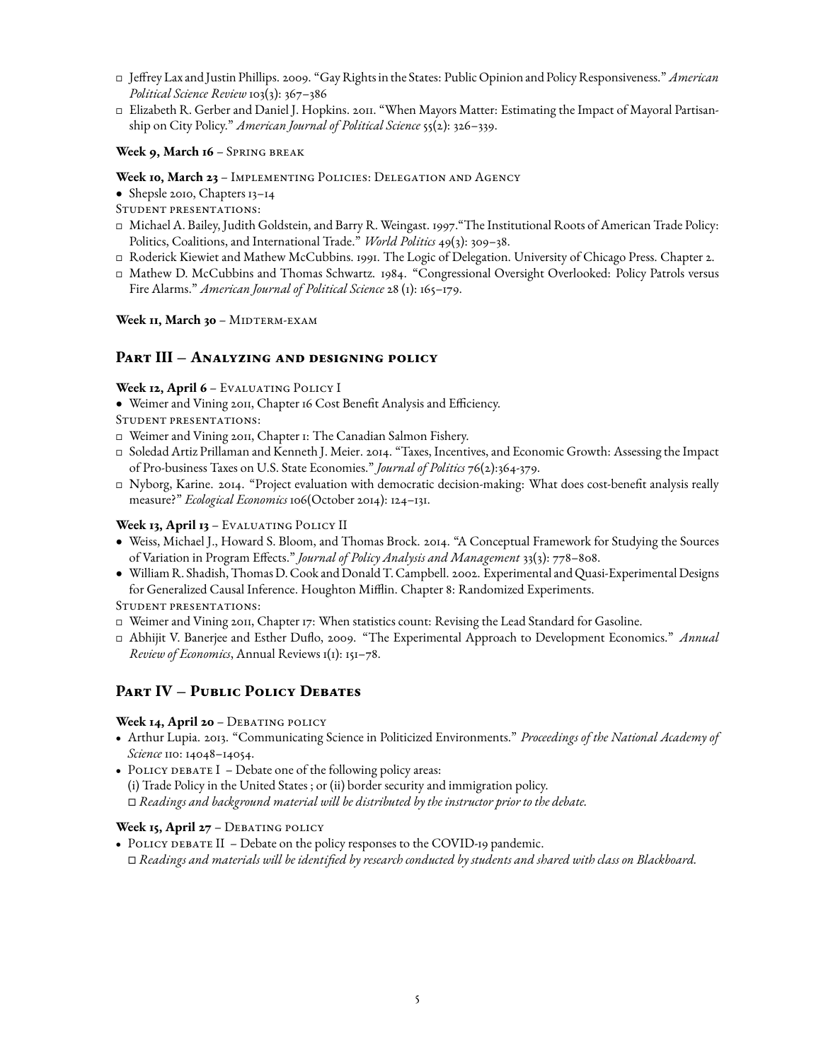- □ Jeffrey Lax and Justin Phillips. 2009. "Gay Rights in the States: Public Opinion and Policy Responsiveness." *American Political Science Review* 103(3): 367–386
- □ Elizabeth R. Gerber and Daniel J. Hopkins. 2011. "When Mayors Matter: Estimating the Impact of Mayoral Partisanship on City Policy." *American Journal of Political Science* 55(2): 326–339.

**Week 9, March 16** – Spring break

**Week 10, March 23** – Implementing Policies: Delegation and Agency

- Shepsle 2010, Chapters 13–14

Student presentations:

- □ Michael A. Bailey, Judith Goldstein, and Barry R. Weingast. 1997."The Institutional Roots of American Trade Policy: Politics, Coalitions, and International Trade." *World Politics* 49(3): 309–38.
- □ Roderick Kiewiet and Mathew McCubbins. 1991. The Logic of Delegation. University of Chicago Press. Chapter 2.
- □ Mathew D. McCubbins and Thomas Schwartz. 1984. "Congressional Oversight Overlooked: Policy Patrols versus Fire Alarms." *American Journal of Political Science* 28 (1): 165–179.

**Week 11, March 30** – Midterm-exam

## Part III – Analyzing and designing policy

**Week 12, April 6** – Evaluating Policy I

- Weimer and Vining 2011, Chapter 16 Cost Benefit Analysis and Efficiency.

Student presentations:

- □ Weimer and Vining 2011, Chapter 1: The Canadian Salmon Fishery.
- □ Soledad Artiz Prillaman and Kenneth J. Meier. 2014. "Taxes, Incentives, and Economic Growth: Assessing the Impact of Pro-business Taxes on U.S. State Economies." *Journal of Politics* 76(2):364-379.
- □ Nyborg, Karine. 2014. "Project evaluation with democratic decision-making: What does cost-benefit analysis really measure?" *Ecological Economics* 106(October 2014): 124–131.

**Week 13, April 13** – Evaluating Policy II

- Weiss, Michael J., Howard S. Bloom, and Thomas Brock. 2014. "A Conceptual Framework for Studying the Sources of Variation in Program Effects." *Journal of Policy Analysis and Management* 33(3): 778–808.
- William R. Shadish, Thomas D. Cook and Donald T. Campbell. 2002. Experimental and Quasi-Experimental Designs for Generalized Causal Inference. Houghton Mifflin. Chapter 8: Randomized Experiments.

Student presentations:

- □ Weimer and Vining 2011, Chapter 17: When statistics count: Revising the Lead Standard for Gasoline.
- □ Abhijit V. Banerjee and Esther Duflo, 2009. "The Experimental Approach to Development Economics." *Annual Review of Economics*, Annual Reviews 1(1): 151–78.

## Part IV – Public Policy Debates

**Week 14, April 20** – Debating policy

- Arthur Lupia. 2013. "Communicating Science in Politicized Environments." *Proceedings of the National Academy of Science* 110: 14048–14054.
- Policy debate I – Debate one of the following policy areas:
  (i) Trade Policy in the United States ; or (ii) border security and immigration policy.
  □ *Readings and background material will be distributed by the instructor prior to the debate.*

**Week 15, April 27** – Debating policy

- Policy debate II – Debate on the policy responses to the COVID-19 pandemic.
  □ *Readings and materials will be identified by research conducted by students and shared with class on Blackboard.*